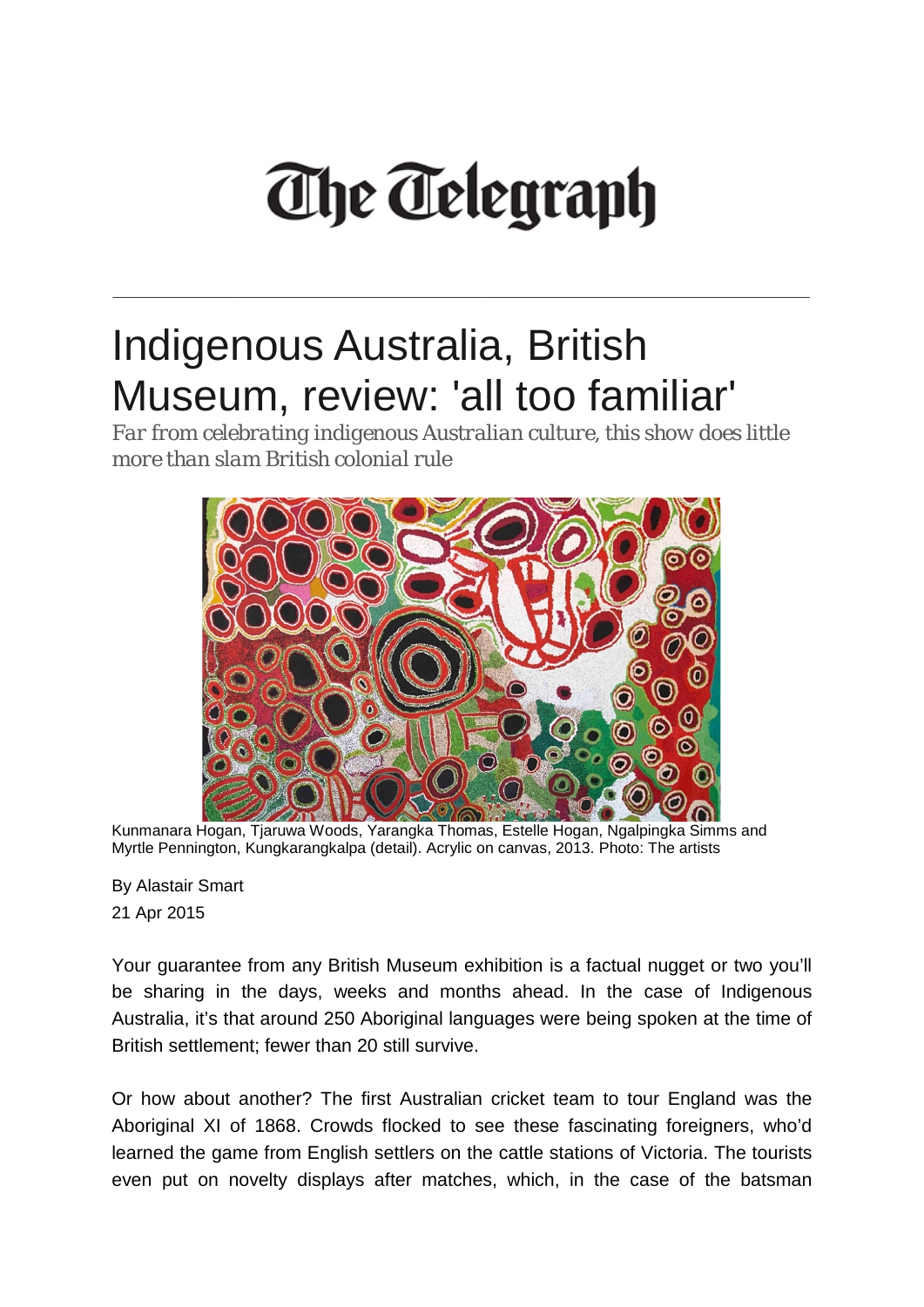# The Telegraph

---

# Indigenous Australia, British Museum, review: 'all too familiar'

*Far from celebrating indigenous Australian culture, this show does little more than slam British colonial rule*

Kunmanara Hogan, Tjaruwa Woods, Yarangka Thomas, Estelle Hogan, Ngalpingka Simms and Myrtle Pennington, Kungkarangkalpa (detail). Acrylic on canvas, 2013. Photo: The artists

By Alastair Smart

21 Apr 2015

Your guarantee from any British Museum exhibition is a factual nugget or two you'll be sharing in the days, weeks and months ahead. In the case of Indigenous Australia, it's that around 250 Aboriginal languages were being spoken at the time of British settlement; fewer than 20 still survive.

Or how about another? The first Australian cricket team to tour England was the Aboriginal XI of 1868. Crowds flocked to see these fascinating foreigners, who'd learned the game from English settlers on the cattle stations of Victoria. The tourists even put on novelty displays after matches, which, in the case of the batsman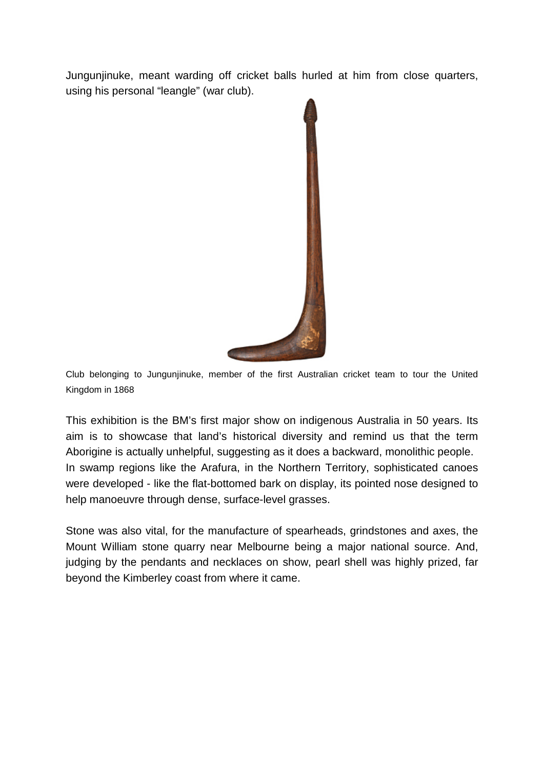Jungunjinuke, meant warding off cricket balls hurled at him from close quarters, using his personal "leangle" (war club).

Club belonging to Jungunjinuke, member of the first Australian cricket team to tour the United Kingdom in 1868

This exhibition is the BM's first major show on indigenous Australia in 50 years. Its aim is to showcase that land's historical diversity and remind us that the term Aborigine is actually unhelpful, suggesting as it does a backward, monolithic people. In swamp regions like the Arafura, in the Northern Territory, sophisticated canoes were developed - like the flat-bottomed bark on display, its pointed nose designed to help manoeuvre through dense, surface-level grasses.

Stone was also vital, for the manufacture of spearheads, grindstones and axes, the Mount William stone quarry near Melbourne being a major national source. And, judging by the pendants and necklaces on show, pearl shell was highly prized, far beyond the Kimberley coast from where it came.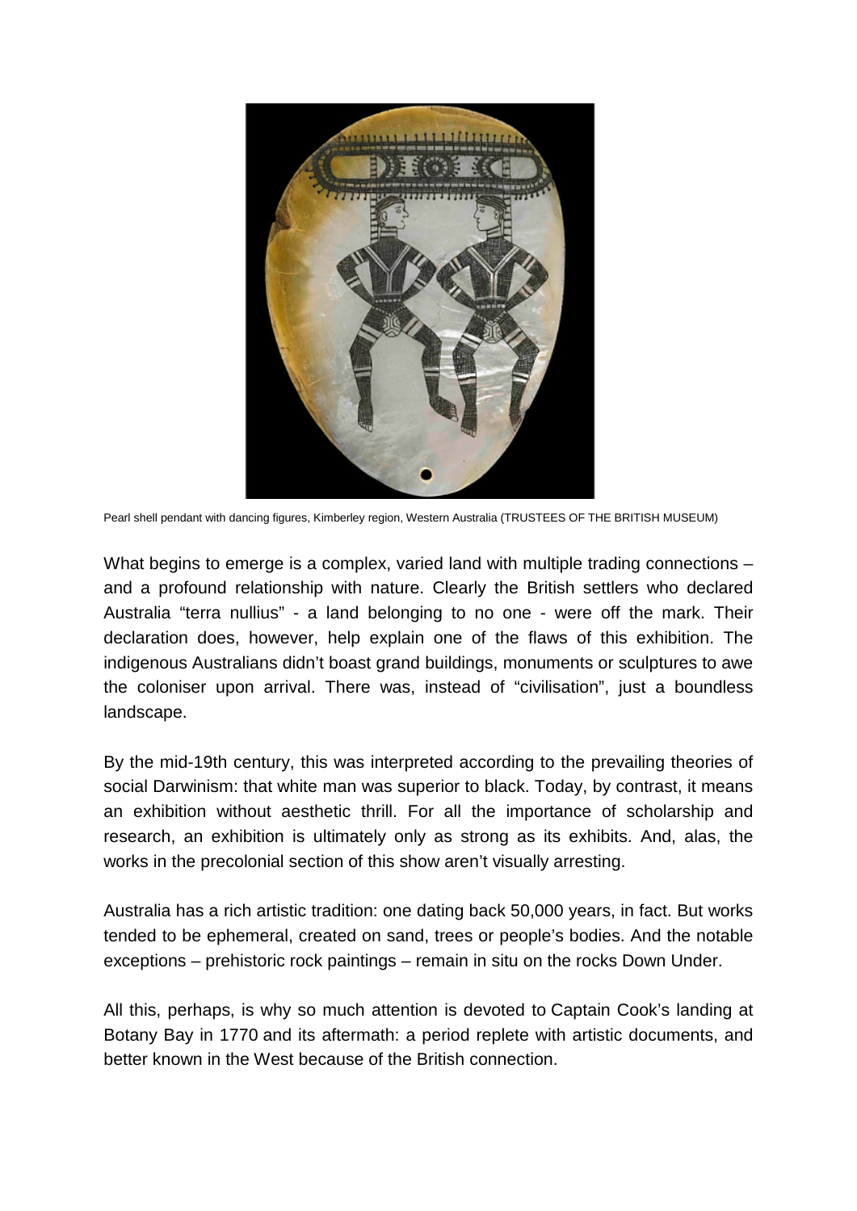Pearl shell pendant with dancing figures, Kimberley region, Western Australia (TRUSTEES OF THE BRITISH MUSEUM)

What begins to emerge is a complex, varied land with multiple trading connections – and a profound relationship with nature. Clearly the British settlers who declared Australia "terra nullius" - a land belonging to no one - were off the mark. Their declaration does, however, help explain one of the flaws of this exhibition. The indigenous Australians didn't boast grand buildings, monuments or sculptures to awe the coloniser upon arrival. There was, instead of "civilisation", just a boundless landscape.

By the mid-19th century, this was interpreted according to the prevailing theories of social Darwinism: that white man was superior to black. Today, by contrast, it means an exhibition without aesthetic thrill. For all the importance of scholarship and research, an exhibition is ultimately only as strong as its exhibits. And, alas, the works in the precolonial section of this show aren't visually arresting.

Australia has a rich artistic tradition: one dating back 50,000 years, in fact. But works tended to be ephemeral, created on sand, trees or people's bodies. And the notable exceptions – prehistoric rock paintings – remain in situ on the rocks Down Under.

All this, perhaps, is why so much attention is devoted to Captain Cook's landing at Botany Bay in 1770 and its aftermath: a period replete with artistic documents, and better known in the West because of the British connection.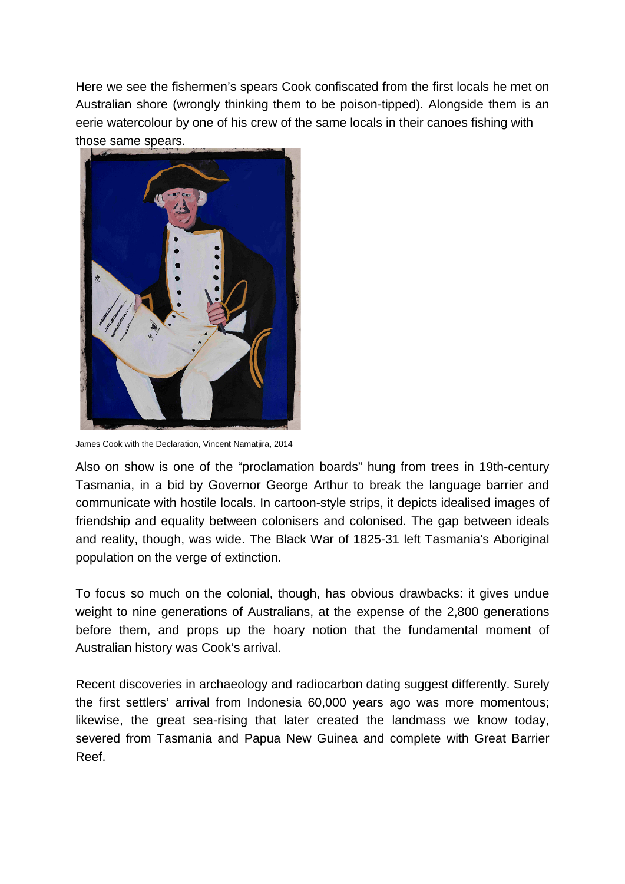Here we see the fishermen's spears Cook confiscated from the first locals he met on Australian shore (wrongly thinking them to be poison-tipped). Alongside them is an eerie watercolour by one of his crew of the same locals in their canoes fishing with those same spears.

James Cook with the Declaration, Vincent Namatjira, 2014

Also on show is one of the "proclamation boards" hung from trees in 19th-century Tasmania, in a bid by Governor George Arthur to break the language barrier and communicate with hostile locals. In cartoon-style strips, it depicts idealised images of friendship and equality between colonisers and colonised. The gap between ideals and reality, though, was wide. The Black War of 1825-31 left Tasmania's Aboriginal population on the verge of extinction.

To focus so much on the colonial, though, has obvious drawbacks: it gives undue weight to nine generations of Australians, at the expense of the 2,800 generations before them, and props up the hoary notion that the fundamental moment of Australian history was Cook's arrival.

Recent discoveries in archaeology and radiocarbon dating suggest differently. Surely the first settlers' arrival from Indonesia 60,000 years ago was more momentous; likewise, the great sea-rising that later created the landmass we know today, severed from Tasmania and Papua New Guinea and complete with Great Barrier Reef.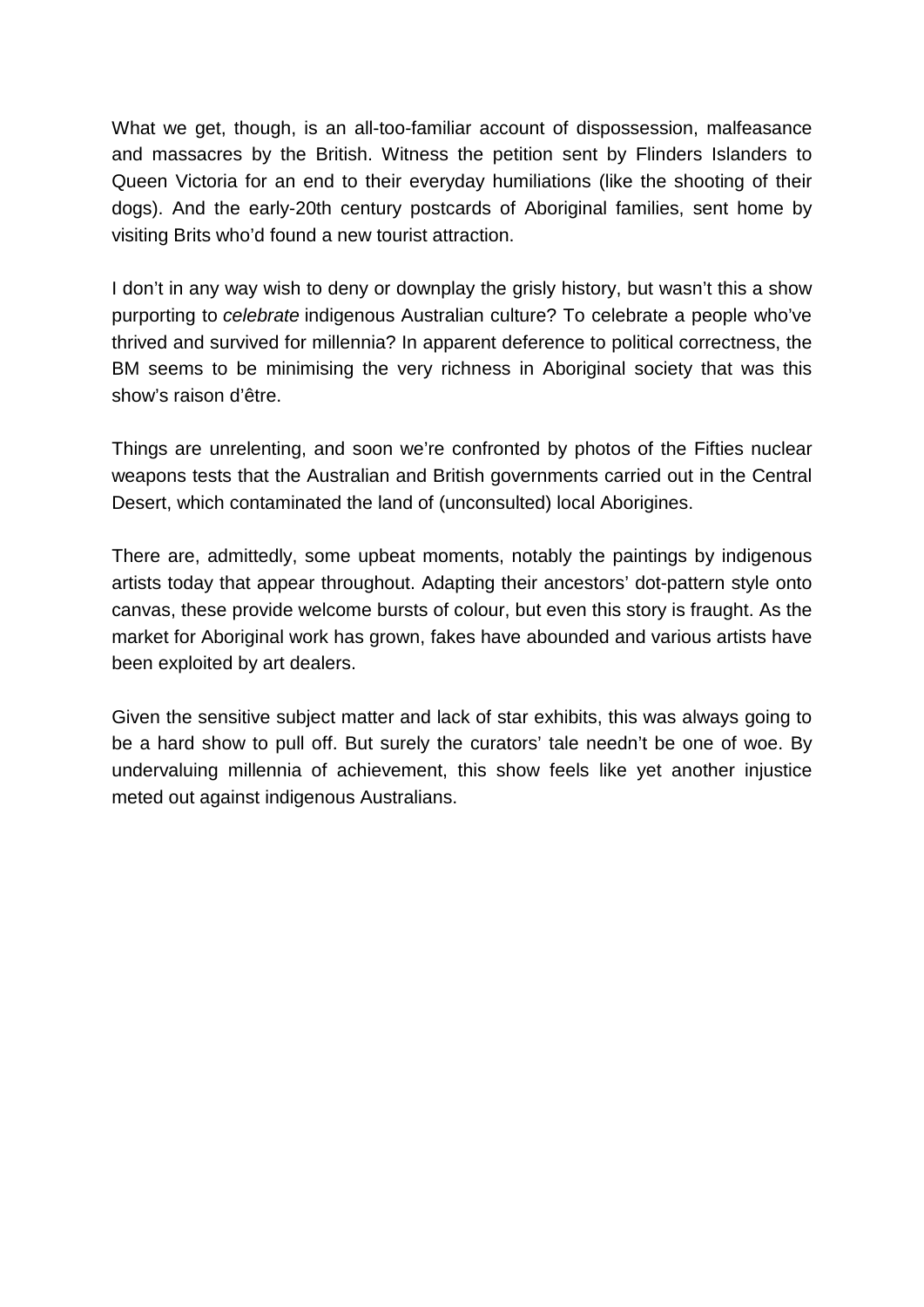What we get, though, is an all-too-familiar account of dispossession, malfeasance and massacres by the British. Witness the petition sent by Flinders Islanders to Queen Victoria for an end to their everyday humiliations (like the shooting of their dogs). And the early-20th century postcards of Aboriginal families, sent home by visiting Brits who'd found a new tourist attraction.

I don't in any way wish to deny or downplay the grisly history, but wasn't this a show purporting to *celebrate* indigenous Australian culture? To celebrate a people who've thrived and survived for millennia? In apparent deference to political correctness, the BM seems to be minimising the very richness in Aboriginal society that was this show's raison d'être.

Things are unrelenting, and soon we're confronted by photos of the Fifties nuclear weapons tests that the Australian and British governments carried out in the Central Desert, which contaminated the land of (unconsulted) local Aborigines.

There are, admittedly, some upbeat moments, notably the paintings by indigenous artists today that appear throughout. Adapting their ancestors' dot-pattern style onto canvas, these provide welcome bursts of colour, but even this story is fraught. As the market for Aboriginal work has grown, fakes have abounded and various artists have been exploited by art dealers.

Given the sensitive subject matter and lack of star exhibits, this was always going to be a hard show to pull off. But surely the curators' tale needn't be one of woe. By undervaluing millennia of achievement, this show feels like yet another injustice meted out against indigenous Australians.